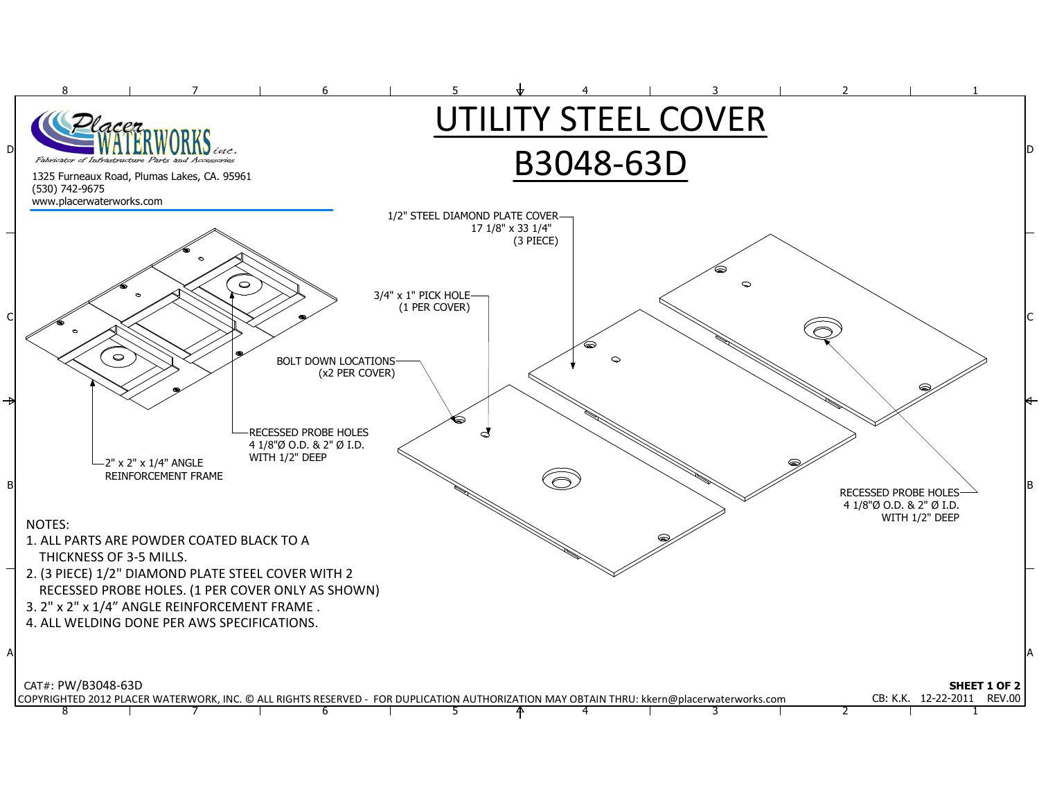Placer WATERWORKS inc.
Fabricator of Infrastructure Parts and Accessories

1325 Furneaux Road, Plumas Lakes, CA. 95961
(530) 742-9675
www.placerwaterworks.com

# UTILITY STEEL COVER

# B3048-63D

1/2" STEEL DIAMOND PLATE COVER
17 1/8" x 33 1/4"
(3 PIECE)

3/4" x 1" PICK HOLE
(1 PER COVER)

BOLT DOWN LOCATIONS
(x2 PER COVER)

RECESSED PROBE HOLES
4 1/8"Ø O.D. & 2" Ø I.D.
WITH 1/2" DEEP

2" x 2" x 1/4" ANGLE
REINFORCEMENT FRAME

RECESSED PROBE HOLES
4 1/8"Ø O.D. & 2" Ø I.D.
WITH 1/2" DEEP

NOTES:

1. ALL PARTS ARE POWDER COATED BLACK TO A THICKNESS OF 3-5 MILLS.
2. (3 PIECE) 1/2" DIAMOND PLATE STEEL COVER WITH 2 RECESSED PROBE HOLES. (1 PER COVER ONLY AS SHOWN)
3. 2" x 2" x 1/4" ANGLE REINFORCEMENT FRAME .
4. ALL WELDING DONE PER AWS SPECIFICATIONS.

CAT#: PW/B3048-63D

SHEET 1 OF 2

COPYRIGHTED 2012 PLACER WATERWORK, INC. © ALL RIGHTS RESERVED - FOR DUPLICATION AUTHORIZATION MAY OBTAIN THRU: kkern@placerwaterworks.com

CB: K.K. 12-22-2011 REV.00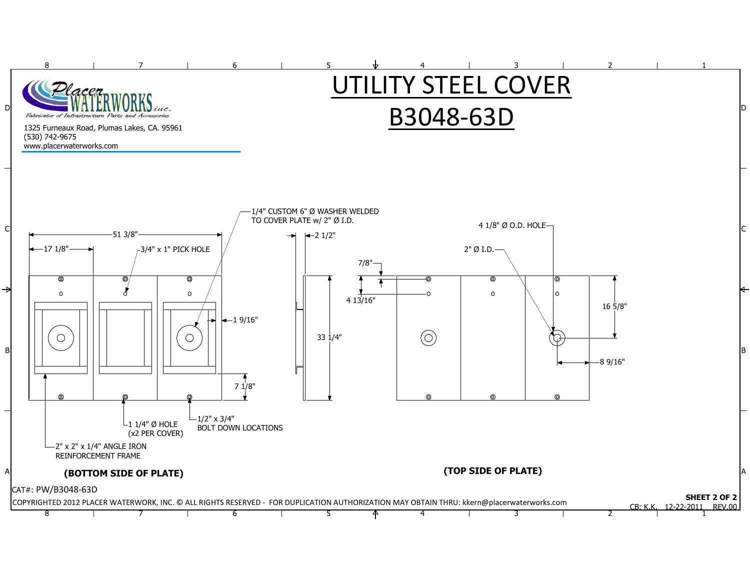Placer WATERWORKS inc.

Fabricator of Infrastructure Parts and Accessories

1325 Furneaux Road, Plumas Lakes, CA. 95961
(530) 742-9675
www.placerwaterworks.com

# UTILITY STEEL COVER

# B3048-63D

1/4" CUSTOM 6" Ø WASHER WELDED TO COVER PLATE w/ 2" Ø I.D.

51 3/8"

17 1/8"

3/4" x 1" PICK HOLE

1 9/16"

7 1/8"

1 1/4" Ø HOLE (x2 PER COVER)

1/2" x 3/4" BOLT DOWN LOCATIONS

2" x 2" x 1/4" ANGLE IRON REINFORCEMENT FRAME

2 1/2"

33 1/4"

4 1/8" Ø O.D. HOLE

2" Ø I.D.

7/8"

4 13/16"

16 5/8"

8 9/16"

**(BOTTOM SIDE OF PLATE)**

**(TOP SIDE OF PLATE)**

CAT#: PW/B3048-63D

COPYRIGHTED 2012 PLACER WATERWORK, INC. © ALL RIGHTS RESERVED - FOR DUPLICATION AUTHORIZATION MAY OBTAIN THRU: kkern@placerwaterworks.com

CB: K.K. 12-22-2011 REV.00